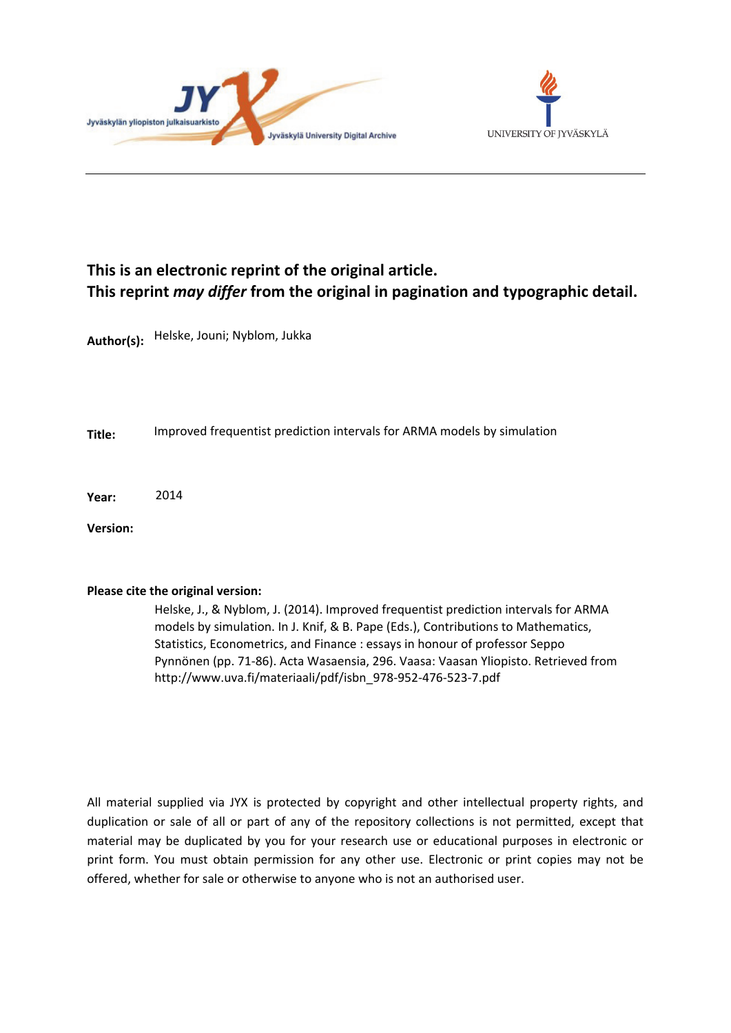Jyväskylän yliopiston julkaisuarkisto

Jyväskylä University Digital Archive

UNIVERSITY OF JYVÄSKYLÄ

**This is an electronic reprint of the original article.**
**This reprint *may differ* from the original in pagination and typographic detail.**

**Author(s):** Helske, Jouni; Nyblom, Jukka

**Title:** Improved frequentist prediction intervals for ARMA models by simulation

**Year:** 2014

**Version:**

**Please cite the original version:**

Helske, J., & Nyblom, J. (2014). Improved frequentist prediction intervals for ARMA models by simulation. In J. Knif, & B. Pape (Eds.), Contributions to Mathematics, Statistics, Econometrics, and Finance : essays in honour of professor Seppo Pynnönen (pp. 71-86). Acta Wasaensia, 296. Vaasa: Vaasan Yliopisto. Retrieved from http://www.uva.fi/materiaali/pdf/isbn_978-952-476-523-7.pdf

All material supplied via JYX is protected by copyright and other intellectual property rights, and duplication or sale of all or part of any of the repository collections is not permitted, except that material may be duplicated by you for your research use or educational purposes in electronic or print form. You must obtain permission for any other use. Electronic or print copies may not be offered, whether for sale or otherwise to anyone who is not an authorised user.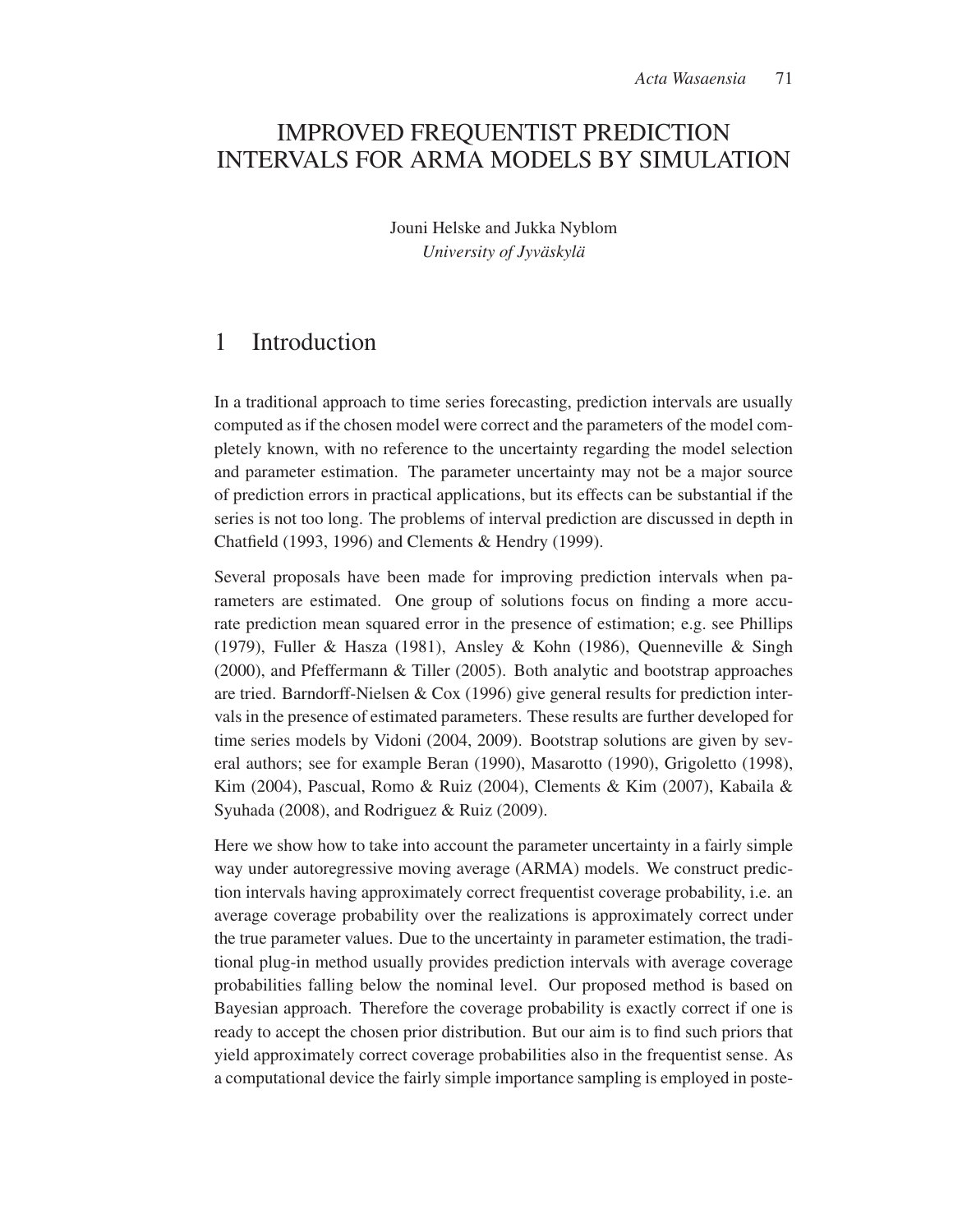# IMPROVED FREQUENTIST PREDICTION INTERVALS FOR ARMA MODELS BY SIMULATION

Jouni Helske and Jukka Nyblom
*University of Jyväskylä*

## 1 Introduction

In a traditional approach to time series forecasting, prediction intervals are usually computed as if the chosen model were correct and the parameters of the model completely known, with no reference to the uncertainty regarding the model selection and parameter estimation. The parameter uncertainty may not be a major source of prediction errors in practical applications, but its effects can be substantial if the series is not too long. The problems of interval prediction are discussed in depth in Chatfield (1993, 1996) and Clements & Hendry (1999).

Several proposals have been made for improving prediction intervals when parameters are estimated. One group of solutions focus on finding a more accurate prediction mean squared error in the presence of estimation; e.g. see Phillips (1979), Fuller & Hasza (1981), Ansley & Kohn (1986), Quenneville & Singh (2000), and Pfeffermann & Tiller (2005). Both analytic and bootstrap approaches are tried. Barndorff-Nielsen & Cox (1996) give general results for prediction intervals in the presence of estimated parameters. These results are further developed for time series models by Vidoni (2004, 2009). Bootstrap solutions are given by several authors; see for example Beran (1990), Masarotto (1990), Grigoletto (1998), Kim (2004), Pascual, Romo & Ruiz (2004), Clements & Kim (2007), Kabaila & Syuhada (2008), and Rodriguez & Ruiz (2009).

Here we show how to take into account the parameter uncertainty in a fairly simple way under autoregressive moving average (ARMA) models. We construct prediction intervals having approximately correct frequentist coverage probability, i.e. an average coverage probability over the realizations is approximately correct under the true parameter values. Due to the uncertainty in parameter estimation, the traditional plug-in method usually provides prediction intervals with average coverage probabilities falling below the nominal level. Our proposed method is based on Bayesian approach. Therefore the coverage probability is exactly correct if one is ready to accept the chosen prior distribution. But our aim is to find such priors that yield approximately correct coverage probabilities also in the frequentist sense. As a computational device the fairly simple importance sampling is employed in poste-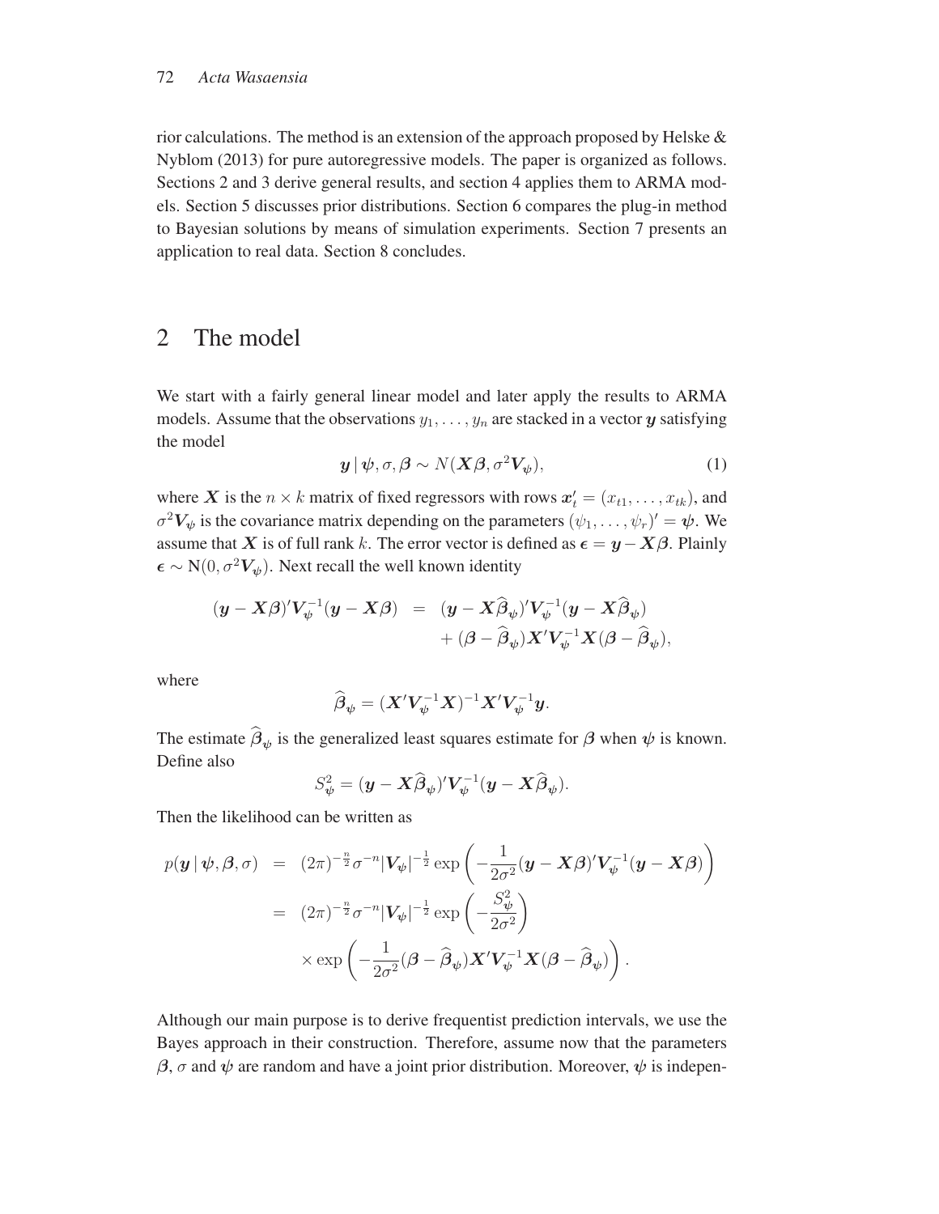rior calculations. The method is an extension of the approach proposed by Helske & Nyblom (2013) for pure autoregressive models. The paper is organized as follows. Sections 2 and 3 derive general results, and section 4 applies them to ARMA models. Section 5 discusses prior distributions. Section 6 compares the plug-in method to Bayesian solutions by means of simulation experiments. Section 7 presents an application to real data. Section 8 concludes.

## 2 The model

We start with a fairly general linear model and later apply the results to ARMA models. Assume that the observations $y_1, \ldots, y_n$ are stacked in a vector $\boldsymbol{y}$ satisfying the model

$$\boldsymbol{y} \,|\, \boldsymbol{\psi}, \sigma, \boldsymbol{\beta} \sim N(\boldsymbol{X}\boldsymbol{\beta}, \sigma^2 \boldsymbol{V}_{\psi}), \tag{1}$$

where $\boldsymbol{X}$ is the $n \times k$ matrix of fixed regressors with rows $\boldsymbol{x}_t' = (x_{t1}, \ldots, x_{tk})$, and $\sigma^2 \boldsymbol{V}_{\psi}$ is the covariance matrix depending on the parameters $(\psi_1, \ldots, \psi_r)' = \boldsymbol{\psi}$. We assume that $\boldsymbol{X}$ is of full rank $k$. The error vector is defined as $\boldsymbol{\epsilon} = \boldsymbol{y} - \boldsymbol{X}\boldsymbol{\beta}$. Plainly $\boldsymbol{\epsilon} \sim \mathrm{N}(0, \sigma^2 \boldsymbol{V}_{\psi})$. Next recall the well known identity

$$\begin{aligned}
(\boldsymbol{y} - \boldsymbol{X}\boldsymbol{\beta})' \boldsymbol{V}_{\psi}^{-1} (\boldsymbol{y} - \boldsymbol{X}\boldsymbol{\beta}) &= (\boldsymbol{y} - \boldsymbol{X}\widehat{\boldsymbol{\beta}}_{\psi})' \boldsymbol{V}_{\psi}^{-1} (\boldsymbol{y} - \boldsymbol{X}\widehat{\boldsymbol{\beta}}_{\psi}) \\
&\quad + (\boldsymbol{\beta} - \widehat{\boldsymbol{\beta}}_{\psi}) \boldsymbol{X}' \boldsymbol{V}_{\psi}^{-1} \boldsymbol{X} (\boldsymbol{\beta} - \widehat{\boldsymbol{\beta}}_{\psi}),
\end{aligned}$$

where

$$\widehat{\boldsymbol{\beta}}_{\psi} = (\boldsymbol{X}' \boldsymbol{V}_{\psi}^{-1} \boldsymbol{X})^{-1} \boldsymbol{X}' \boldsymbol{V}_{\psi}^{-1} \boldsymbol{y}.$$

The estimate $\widehat{\boldsymbol{\beta}}_{\psi}$ is the generalized least squares estimate for $\boldsymbol{\beta}$ when $\boldsymbol{\psi}$ is known. Define also

$$S_{\psi}^2 = (\boldsymbol{y} - \boldsymbol{X}\widehat{\boldsymbol{\beta}}_{\psi})' \boldsymbol{V}_{\psi}^{-1} (\boldsymbol{y} - \boldsymbol{X}\widehat{\boldsymbol{\beta}}_{\psi}).$$

Then the likelihood can be written as

$$\begin{aligned}
p(\boldsymbol{y} \,|\, \boldsymbol{\psi}, \boldsymbol{\beta}, \sigma) &= (2\pi)^{-\frac{n}{2}} \sigma^{-n} |\boldsymbol{V}_{\psi}|^{-\frac{1}{2}} \exp\left( -\frac{1}{2\sigma^2} (\boldsymbol{y} - \boldsymbol{X}\boldsymbol{\beta})' \boldsymbol{V}_{\psi}^{-1} (\boldsymbol{y} - \boldsymbol{X}\boldsymbol{\beta}) \right) \\
&= (2\pi)^{-\frac{n}{2}} \sigma^{-n} |\boldsymbol{V}_{\psi}|^{-\frac{1}{2}} \exp\left( -\frac{S_{\psi}^2}{2\sigma^2} \right) \\
&\quad \times \exp\left( -\frac{1}{2\sigma^2} (\boldsymbol{\beta} - \widehat{\boldsymbol{\beta}}_{\psi}) \boldsymbol{X}' \boldsymbol{V}_{\psi}^{-1} \boldsymbol{X} (\boldsymbol{\beta} - \widehat{\boldsymbol{\beta}}_{\psi}) \right).
\end{aligned}$$

Although our main purpose is to derive frequentist prediction intervals, we use the Bayes approach in their construction. Therefore, assume now that the parameters $\boldsymbol{\beta}$, $\sigma$ and $\boldsymbol{\psi}$ are random and have a joint prior distribution. Moreover, $\boldsymbol{\psi}$ is indepen-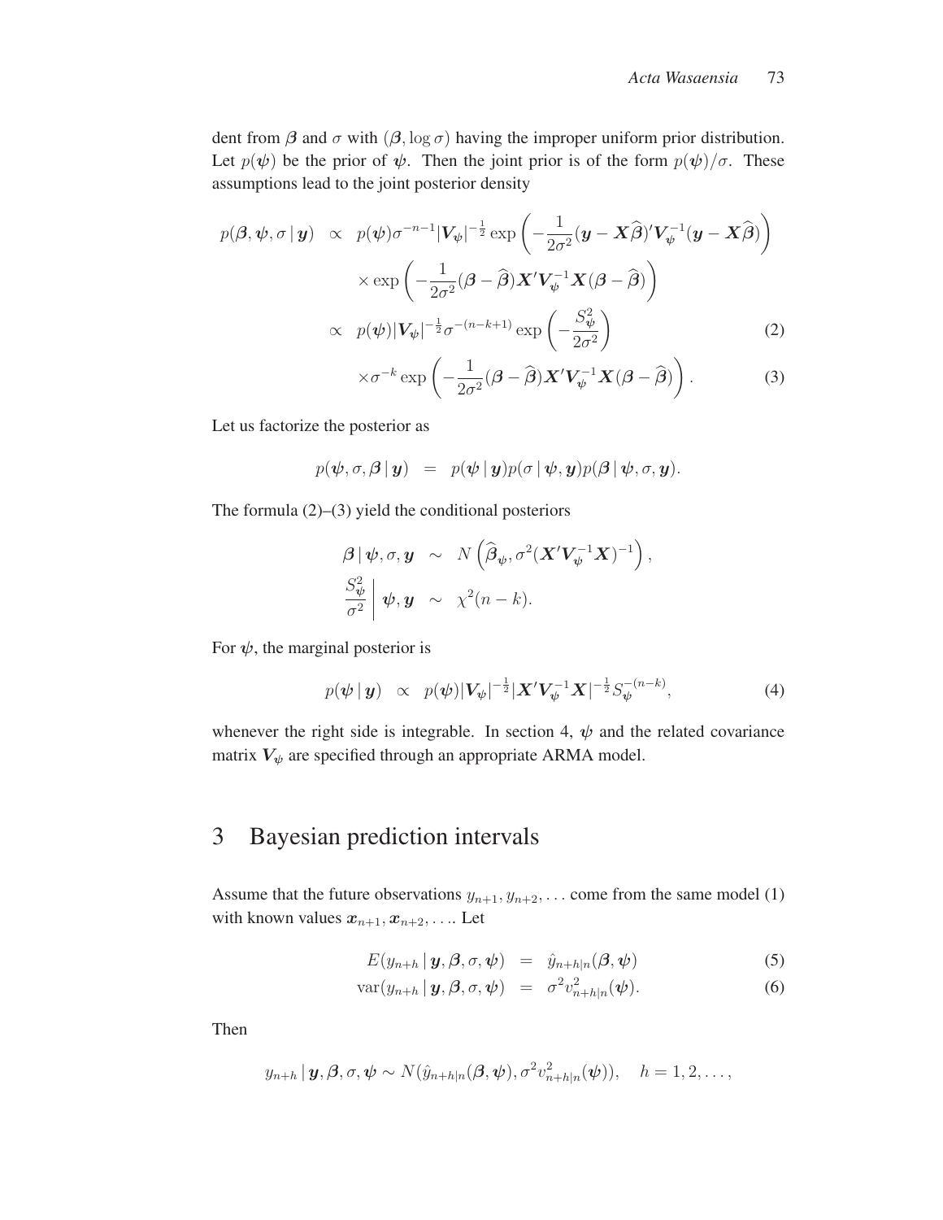dent from $\boldsymbol{\beta}$ and $\sigma$ with $(\boldsymbol{\beta}, \log \sigma)$ having the improper uniform prior distribution. Let $p(\boldsymbol{\psi})$ be the prior of $\boldsymbol{\psi}$. Then the joint prior is of the form $p(\boldsymbol{\psi})/\sigma$. These assumptions lead to the joint posterior density

$$
\begin{aligned}
p(\boldsymbol{\beta}, \boldsymbol{\psi}, \sigma \,|\, \boldsymbol{y}) \;&\propto\; p(\boldsymbol{\psi})\sigma^{-n-1}|\boldsymbol{V}_{\psi}|^{-\frac{1}{2}} \exp\left( -\frac{1}{2\sigma^2}(\boldsymbol{y} - \boldsymbol{X}\widehat{\boldsymbol{\beta}})'\boldsymbol{V}_{\psi}^{-1}(\boldsymbol{y} - \boldsymbol{X}\widehat{\boldsymbol{\beta}}) \right) \\
&\quad \times \exp\left( -\frac{1}{2\sigma^2}(\boldsymbol{\beta} - \widehat{\boldsymbol{\beta}})\boldsymbol{X}'\boldsymbol{V}_{\psi}^{-1}\boldsymbol{X}(\boldsymbol{\beta} - \widehat{\boldsymbol{\beta}}) \right) \\
&\propto\; p(\boldsymbol{\psi})|\boldsymbol{V}_{\psi}|^{-\frac{1}{2}}\sigma^{-(n-k+1)} \exp\left( -\frac{S_{\psi}^2}{2\sigma^2} \right) \qquad (2) \\
&\quad \times \sigma^{-k} \exp\left( -\frac{1}{2\sigma^2}(\boldsymbol{\beta} - \widehat{\boldsymbol{\beta}})\boldsymbol{X}'\boldsymbol{V}_{\psi}^{-1}\boldsymbol{X}(\boldsymbol{\beta} - \widehat{\boldsymbol{\beta}}) \right). \qquad (3)
\end{aligned}
$$

Let us factorize the posterior as

$$
p(\boldsymbol{\psi}, \sigma, \boldsymbol{\beta} \,|\, \boldsymbol{y}) \;=\; p(\boldsymbol{\psi} \,|\, \boldsymbol{y})p(\sigma \,|\, \boldsymbol{\psi}, \boldsymbol{y})p(\boldsymbol{\beta} \,|\, \boldsymbol{\psi}, \sigma, \boldsymbol{y}).
$$

The formula (2)–(3) yield the conditional posteriors

$$
\begin{aligned}
\boldsymbol{\beta} \,|\, \boldsymbol{\psi}, \sigma, \boldsymbol{y} \;&\sim\; N\left( \widehat{\boldsymbol{\beta}}_{\psi}, \sigma^2(\boldsymbol{X}'\boldsymbol{V}_{\psi}^{-1}\boldsymbol{X})^{-1} \right), \\
\left. \frac{S_{\psi}^2}{\sigma^2} \,\right|\, \boldsymbol{\psi}, \boldsymbol{y} \;&\sim\; \chi^2(n-k).
\end{aligned}
$$

For $\boldsymbol{\psi}$, the marginal posterior is

$$
p(\boldsymbol{\psi} \,|\, \boldsymbol{y}) \;\propto\; p(\boldsymbol{\psi})|\boldsymbol{V}_{\psi}|^{-\frac{1}{2}}|\boldsymbol{X}'\boldsymbol{V}_{\psi}^{-1}\boldsymbol{X}|^{-\frac{1}{2}}S_{\psi}^{-(n-k)}, \qquad (4)
$$

whenever the right side is integrable. In section 4, $\boldsymbol{\psi}$ and the related covariance matrix $\boldsymbol{V}_{\psi}$ are specified through an appropriate ARMA model.

# 3 Bayesian prediction intervals

Assume that the future observations $y_{n+1}, y_{n+2}, \ldots$ come from the same model (1) with known values $\boldsymbol{x}_{n+1}, \boldsymbol{x}_{n+2}, \ldots$. Let

$$
\begin{aligned}
E(y_{n+h} \,|\, \boldsymbol{y}, \boldsymbol{\beta}, \sigma, \boldsymbol{\psi}) \;&=\; \hat{y}_{n+h|n}(\boldsymbol{\beta}, \boldsymbol{\psi}) \qquad (5) \\
\mathrm{var}(y_{n+h} \,|\, \boldsymbol{y}, \boldsymbol{\beta}, \sigma, \boldsymbol{\psi}) \;&=\; \sigma^2 v_{n+h|n}^2(\boldsymbol{\psi}). \qquad (6)
\end{aligned}
$$

Then

$$
y_{n+h} \,|\, \boldsymbol{y}, \boldsymbol{\beta}, \sigma, \boldsymbol{\psi} \sim N(\hat{y}_{n+h|n}(\boldsymbol{\beta}, \boldsymbol{\psi}), \sigma^2 v_{n+h|n}^2(\boldsymbol{\psi})), \quad h = 1, 2, \ldots,
$$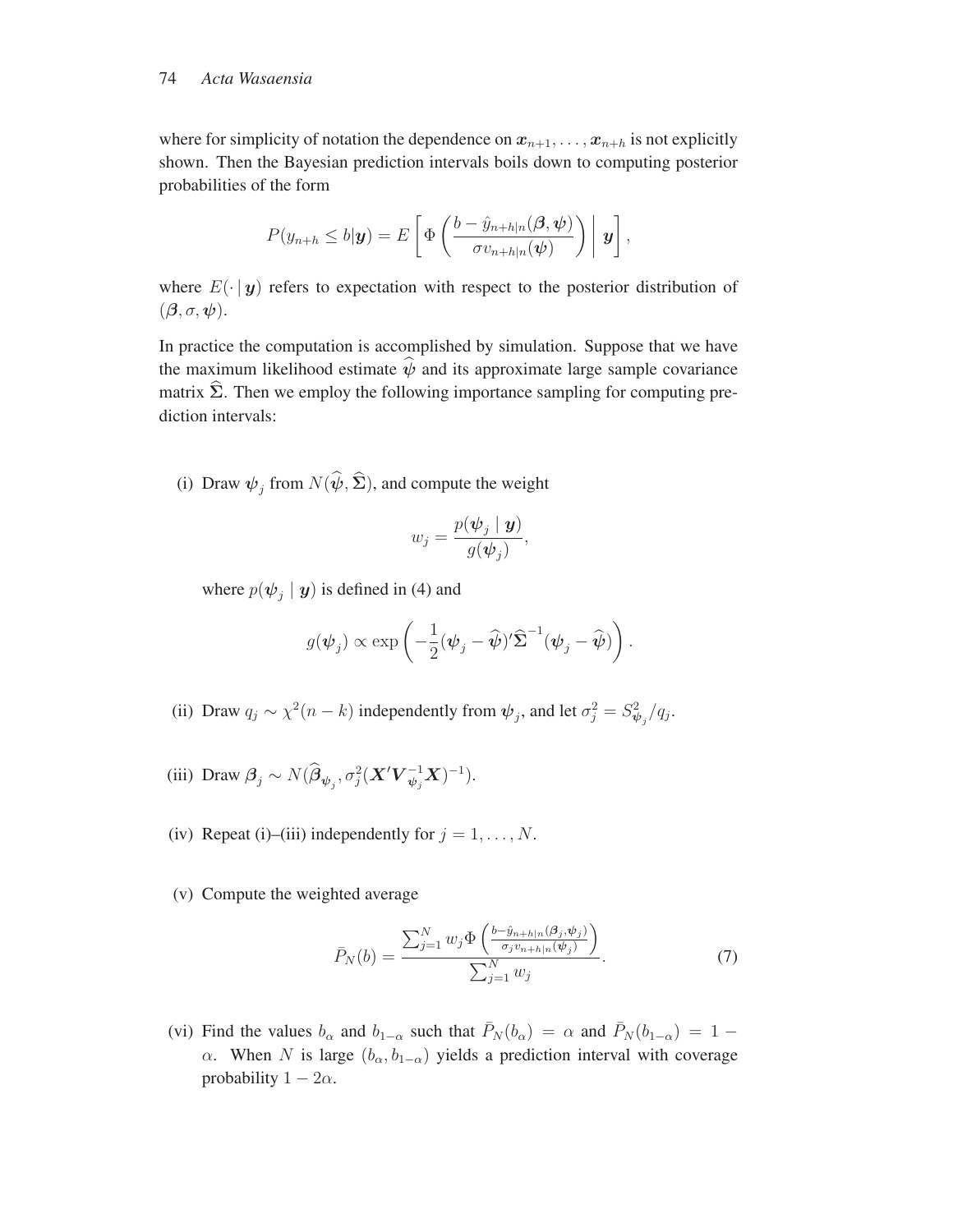where for simplicity of notation the dependence on $\boldsymbol{x}_{n+1}, \ldots, \boldsymbol{x}_{n+h}$ is not explicitly shown. Then the Bayesian prediction intervals boils down to computing posterior probabilities of the form

$$P(y_{n+h} \leq b|\boldsymbol{y}) = E\left[\Phi\left(\frac{b - \hat{y}_{n+h|n}(\boldsymbol{\beta}, \boldsymbol{\psi})}{\sigma v_{n+h|n}(\boldsymbol{\psi})}\right) \,\middle|\, \boldsymbol{y}\right],$$

where $E(\cdot \,|\, \boldsymbol{y})$ refers to expectation with respect to the posterior distribution of $(\boldsymbol{\beta}, \sigma, \boldsymbol{\psi})$.

In practice the computation is accomplished by simulation. Suppose that we have the maximum likelihood estimate $\widehat{\boldsymbol{\psi}}$ and its approximate large sample covariance matrix $\widehat{\boldsymbol{\Sigma}}$. Then we employ the following importance sampling for computing prediction intervals:

(i) Draw $\boldsymbol{\psi}_j$ from $N(\widehat{\boldsymbol{\psi}}, \widehat{\boldsymbol{\Sigma}})$, and compute the weight

$$w_j = \frac{p(\boldsymbol{\psi}_j \mid \boldsymbol{y})}{g(\boldsymbol{\psi}_j)},$$

where $p(\boldsymbol{\psi}_j \mid \boldsymbol{y})$ is defined in (4) and

$$g(\boldsymbol{\psi}_j) \propto \exp\left(-\frac{1}{2}(\boldsymbol{\psi}_j - \widehat{\boldsymbol{\psi}})'\widehat{\boldsymbol{\Sigma}}^{-1}(\boldsymbol{\psi}_j - \widehat{\boldsymbol{\psi}})\right).$$

(ii) Draw $q_j \sim \chi^2(n-k)$ independently from $\boldsymbol{\psi}_j$, and let $\sigma_j^2 = S^2_{\boldsymbol{\psi}_j}/q_j$.

(iii) Draw $\boldsymbol{\beta}_j \sim N(\widehat{\boldsymbol{\beta}}_{\boldsymbol{\psi}_j}, \sigma_j^2(\boldsymbol{X}'\boldsymbol{V}^{-1}_{\boldsymbol{\psi}_j}\boldsymbol{X})^{-1})$.

(iv) Repeat (i)–(iii) independently for $j = 1, \ldots, N$.

(v) Compute the weighted average

$$\bar{P}_N(b) = \frac{\sum_{j=1}^{N} w_j \Phi\left(\frac{b - \hat{y}_{n+h|n}(\boldsymbol{\beta}_j, \boldsymbol{\psi}_j)}{\sigma_j v_{n+h|n}(\boldsymbol{\psi}_j)}\right)}{\sum_{j=1}^{N} w_j}. \tag{7}$$

(vi) Find the values $b_\alpha$ and $b_{1-\alpha}$ such that $\bar{P}_N(b_\alpha) = \alpha$ and $\bar{P}_N(b_{1-\alpha}) = 1 - \alpha$. When $N$ is large $(b_\alpha, b_{1-\alpha})$ yields a prediction interval with coverage probability $1 - 2\alpha$.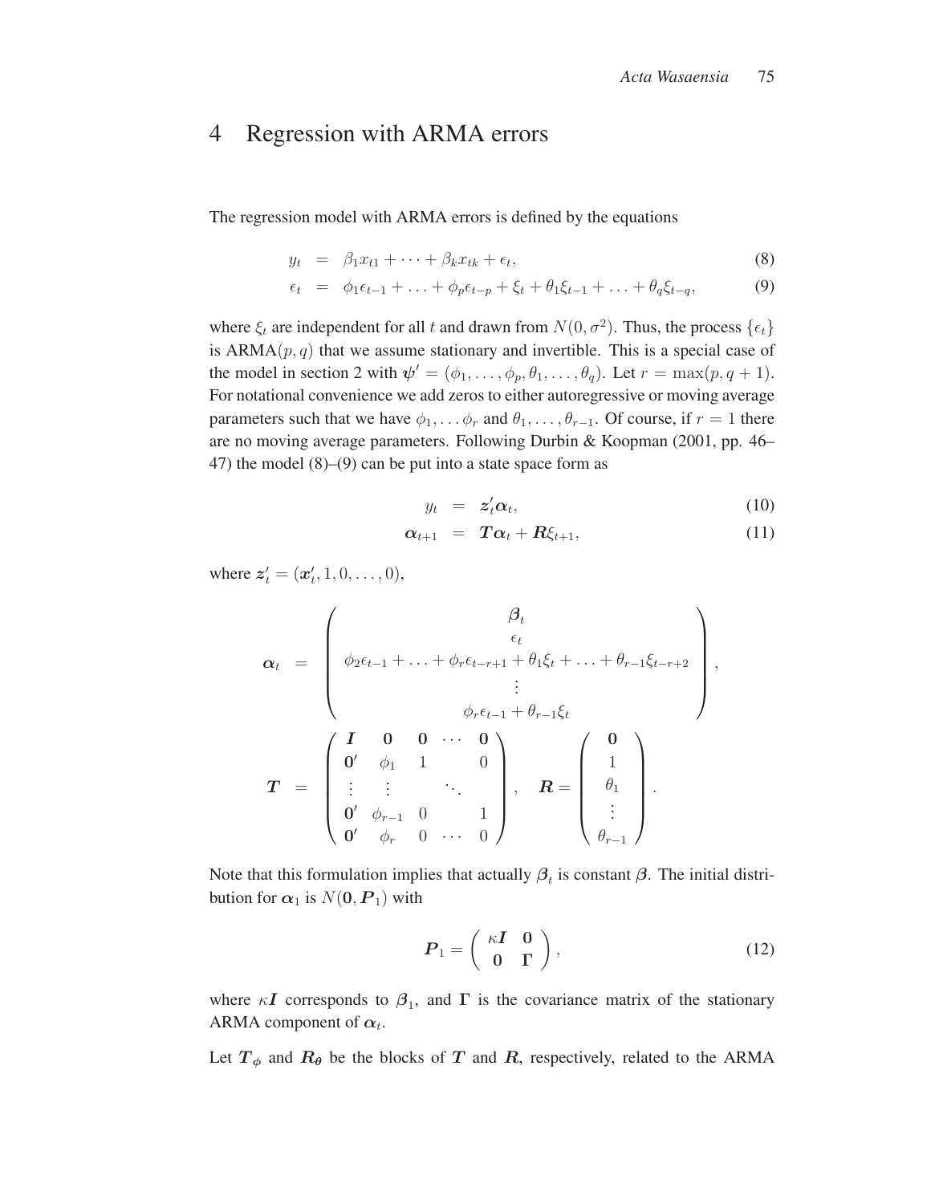# 4 Regression with ARMA errors

The regression model with ARMA errors is defined by the equations

$$
\begin{aligned}
y_t &= \beta_1 x_{t1} + \cdots + \beta_k x_{tk} + \epsilon_t, && (8)\\
\epsilon_t &= \phi_1 \epsilon_{t-1} + \ldots + \phi_p \epsilon_{t-p} + \xi_t + \theta_1 \xi_{t-1} + \ldots + \theta_q \xi_{t-q}, && (9)
\end{aligned}
$$

where $\xi_t$ are independent for all $t$ and drawn from $N(0, \sigma^2)$. Thus, the process $\{\epsilon_t\}$ is ARMA$(p, q)$ that we assume stationary and invertible. This is a special case of the model in section 2 with $\boldsymbol{\psi}' = (\phi_1, \ldots, \phi_p, \theta_1, \ldots, \theta_q)$. Let $r = \max(p, q+1)$. For notational convenience we add zeros to either autoregressive or moving average parameters such that we have $\phi_1, \ldots \phi_r$ and $\theta_1, \ldots, \theta_{r-1}$. Of course, if $r = 1$ there are no moving average parameters. Following Durbin & Koopman (2001, pp. 46–47) the model (8)–(9) can be put into a state space form as

$$
\begin{aligned}
y_t &= \boldsymbol{z}_t' \boldsymbol{\alpha}_t, && (10)\\
\boldsymbol{\alpha}_{t+1} &= \boldsymbol{T} \boldsymbol{\alpha}_t + \boldsymbol{R} \xi_{t+1}, && (11)
\end{aligned}
$$

where $\boldsymbol{z}_t' = (\boldsymbol{x}_t', 1, 0, \ldots, 0)$,

$$
\boldsymbol{\alpha}_t = \begin{pmatrix} \boldsymbol{\beta}_t \\ \epsilon_t \\ \phi_2 \epsilon_{t-1} + \ldots + \phi_r \epsilon_{t-r+1} + \theta_1 \xi_t + \ldots + \theta_{r-1} \xi_{t-r+2} \\ \vdots \\ \phi_r \epsilon_{t-1} + \theta_{r-1} \xi_t \end{pmatrix},
$$

$$
\boldsymbol{T} = \begin{pmatrix} \boldsymbol{I} & \boldsymbol{0} & \boldsymbol{0} & \cdots & \boldsymbol{0} \\ \boldsymbol{0}' & \phi_1 & 1 & & 0 \\ \vdots & \vdots & & \ddots & \\ \boldsymbol{0}' & \phi_{r-1} & 0 & & 1 \\ \boldsymbol{0}' & \phi_r & 0 & \cdots & 0 \end{pmatrix}, \quad \boldsymbol{R} = \begin{pmatrix} \boldsymbol{0} \\ 1 \\ \theta_1 \\ \vdots \\ \theta_{r-1} \end{pmatrix}.
$$

Note that this formulation implies that actually $\boldsymbol{\beta}_t$ is constant $\boldsymbol{\beta}$. The initial distribution for $\boldsymbol{\alpha}_1$ is $N(\boldsymbol{0}, \boldsymbol{P}_1)$ with

$$
\boldsymbol{P}_1 = \begin{pmatrix} \kappa \boldsymbol{I} & \boldsymbol{0} \\ \boldsymbol{0} & \boldsymbol{\Gamma} \end{pmatrix}, \tag{12}
$$

where $\kappa \boldsymbol{I}$ corresponds to $\boldsymbol{\beta}_1$, and $\boldsymbol{\Gamma}$ is the covariance matrix of the stationary ARMA component of $\boldsymbol{\alpha}_t$.

Let $\boldsymbol{T}_{\boldsymbol{\phi}}$ and $\boldsymbol{R}_{\boldsymbol{\theta}}$ be the blocks of $\boldsymbol{T}$ and $\boldsymbol{R}$, respectively, related to the ARMA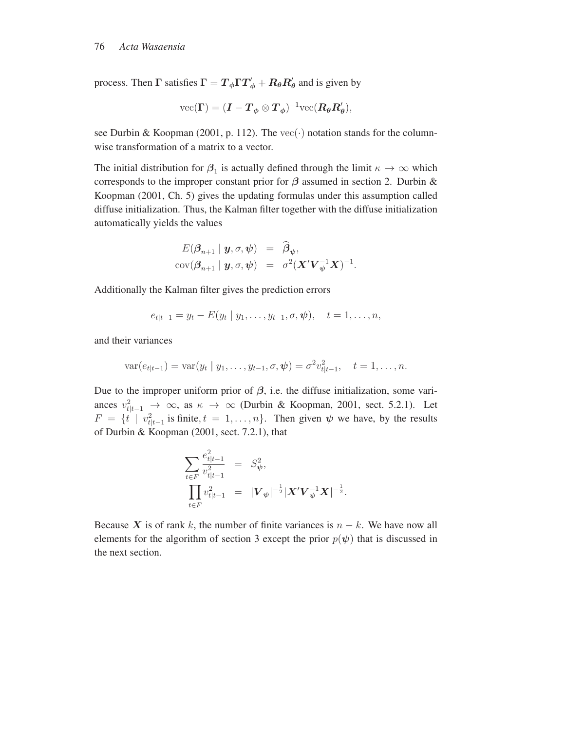process. Then $\boldsymbol{\Gamma}$ satisfies $\boldsymbol{\Gamma} = \boldsymbol{T}_{\boldsymbol{\phi}}\boldsymbol{\Gamma}\boldsymbol{T}_{\boldsymbol{\phi}}' + \boldsymbol{R}_{\boldsymbol{\theta}}\boldsymbol{R}_{\boldsymbol{\theta}}'$ and is given by

$$\mathrm{vec}(\boldsymbol{\Gamma}) = (\boldsymbol{I} - \boldsymbol{T}_{\boldsymbol{\phi}} \otimes \boldsymbol{T}_{\boldsymbol{\phi}})^{-1}\mathrm{vec}(\boldsymbol{R}_{\boldsymbol{\theta}}\boldsymbol{R}_{\boldsymbol{\theta}}'),$$

see Durbin & Koopman (2001, p. 112). The $\mathrm{vec}(\cdot)$ notation stands for the column-wise transformation of a matrix to a vector.

The initial distribution for $\boldsymbol{\beta}_1$ is actually defined through the limit $\kappa \to \infty$ which corresponds to the improper constant prior for $\boldsymbol{\beta}$ assumed in section 2. Durbin & Koopman (2001, Ch. 5) gives the updating formulas under this assumption called diffuse initialization. Thus, the Kalman filter together with the diffuse initialization automatically yields the values

$$\begin{aligned} E(\boldsymbol{\beta}_{n+1} \mid \boldsymbol{y}, \sigma, \boldsymbol{\psi}) &= \widehat{\boldsymbol{\beta}}_{\boldsymbol{\psi}}, \\ \mathrm{cov}(\boldsymbol{\beta}_{n+1} \mid \boldsymbol{y}, \sigma, \boldsymbol{\psi}) &= \sigma^2(\boldsymbol{X}'\boldsymbol{V}_{\boldsymbol{\psi}}^{-1}\boldsymbol{X})^{-1}. \end{aligned}$$

Additionally the Kalman filter gives the prediction errors

$$e_{t|t-1} = y_t - E(y_t \mid y_1, \ldots, y_{t-1}, \sigma, \boldsymbol{\psi}), \quad t = 1, \ldots, n,$$

and their variances

$$\mathrm{var}(e_{t|t-1}) = \mathrm{var}(y_t \mid y_1, \ldots, y_{t-1}, \sigma, \boldsymbol{\psi}) = \sigma^2 v_{t|t-1}^2, \quad t = 1, \ldots, n.$$

Due to the improper uniform prior of $\boldsymbol{\beta}$, i.e. the diffuse initialization, some variances $v_{t|t-1}^2 \to \infty$, as $\kappa \to \infty$ (Durbin & Koopman, 2001, sect. 5.2.1). Let $F = \{t \mid v_{t|t-1}^2 \text{ is finite}, t = 1, \ldots, n\}$. Then given $\boldsymbol{\psi}$ we have, by the results of Durbin & Koopman (2001, sect. 7.2.1), that

$$\begin{aligned} \sum_{t \in F} \frac{e_{t|t-1}^2}{v_{t|t-1}^2} &= S_{\boldsymbol{\psi}}^2, \\ \prod_{t \in F} v_{t|t-1}^2 &= |\boldsymbol{V}_{\boldsymbol{\psi}}|^{-\frac{1}{2}}|\boldsymbol{X}'\boldsymbol{V}_{\boldsymbol{\psi}}^{-1}\boldsymbol{X}|^{-\frac{1}{2}}. \end{aligned}$$

Because $\boldsymbol{X}$ is of rank $k$, the number of finite variances is $n - k$. We have now all elements for the algorithm of section 3 except the prior $p(\boldsymbol{\psi})$ that is discussed in the next section.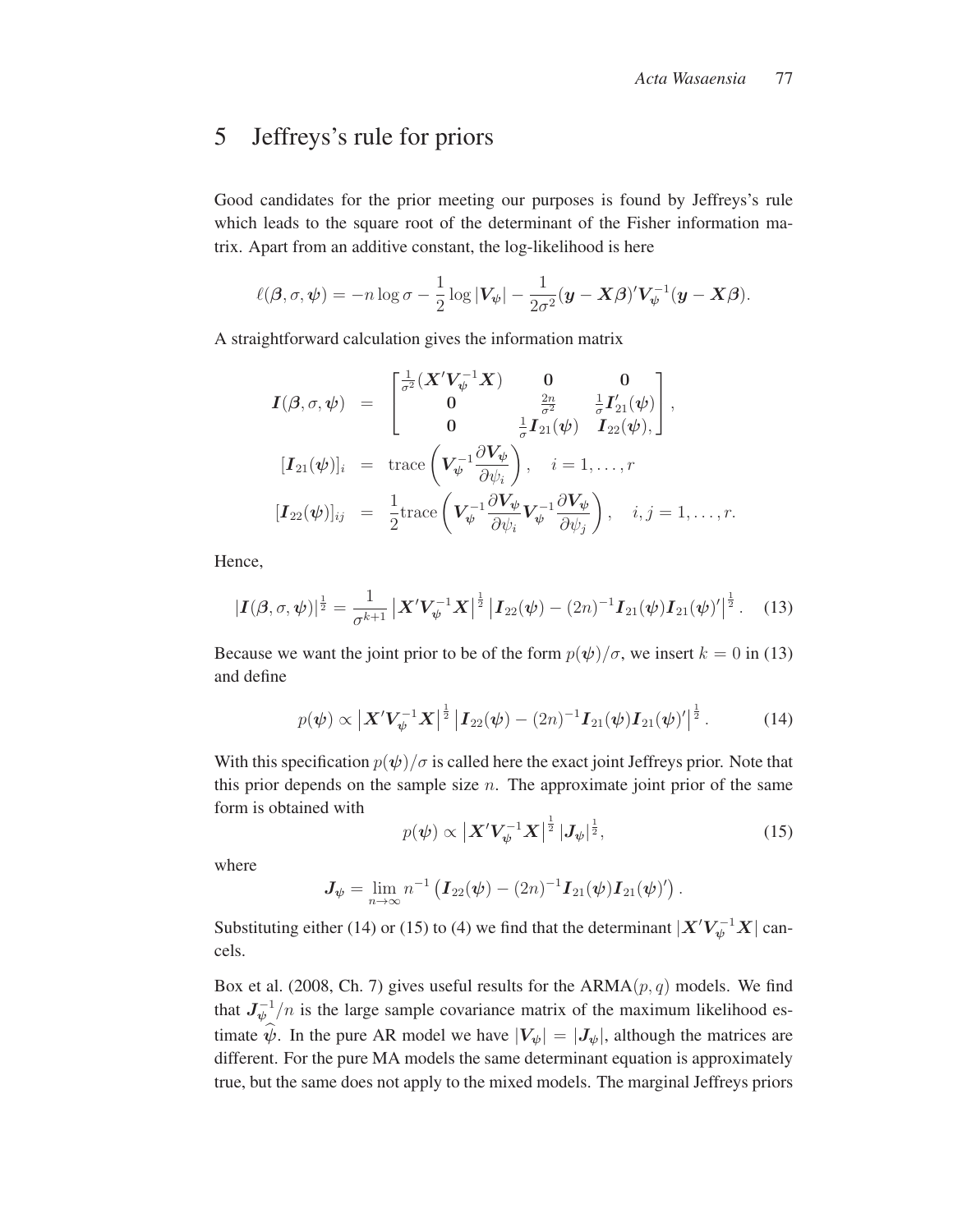# 5 Jeffreys's rule for priors

Good candidates for the prior meeting our purposes is found by Jeffreys's rule which leads to the square root of the determinant of the Fisher information matrix. Apart from an additive constant, the log-likelihood is here

$$\ell(\boldsymbol{\beta}, \sigma, \boldsymbol{\psi}) = -n \log \sigma - \frac{1}{2} \log |\boldsymbol{V}_{\psi}| - \frac{1}{2\sigma^2}(\boldsymbol{y} - \boldsymbol{X}\boldsymbol{\beta})' \boldsymbol{V}_{\psi}^{-1} (\boldsymbol{y} - \boldsymbol{X}\boldsymbol{\beta}).$$

A straightforward calculation gives the information matrix

$$\begin{aligned}
\boldsymbol{I}(\boldsymbol{\beta}, \sigma, \boldsymbol{\psi}) &= \begin{bmatrix} \frac{1}{\sigma^2}(\boldsymbol{X}'\boldsymbol{V}_{\psi}^{-1}\boldsymbol{X}) & \boldsymbol{0} & \boldsymbol{0} \\ \boldsymbol{0} & \frac{2n}{\sigma^2} & \frac{1}{\sigma}\boldsymbol{I}_{21}'(\boldsymbol{\psi}) \\ \boldsymbol{0} & \frac{1}{\sigma}\boldsymbol{I}_{21}(\boldsymbol{\psi}) & \boldsymbol{I}_{22}(\boldsymbol{\psi}), \end{bmatrix}, \\
[\boldsymbol{I}_{21}(\boldsymbol{\psi})]_i &= \operatorname{trace}\left( \boldsymbol{V}_{\psi}^{-1} \frac{\partial \boldsymbol{V}_{\psi}}{\partial \psi_i} \right), \quad i = 1, \ldots, r \\
[\boldsymbol{I}_{22}(\boldsymbol{\psi})]_{ij} &= \frac{1}{2}\operatorname{trace}\left( \boldsymbol{V}_{\psi}^{-1} \frac{\partial \boldsymbol{V}_{\psi}}{\partial \psi_i} \boldsymbol{V}_{\psi}^{-1} \frac{\partial \boldsymbol{V}_{\psi}}{\partial \psi_j} \right), \quad i, j = 1, \ldots, r.
\end{aligned}$$

Hence,

$$|\boldsymbol{I}(\boldsymbol{\beta}, \sigma, \boldsymbol{\psi})|^{\frac{1}{2}} = \frac{1}{\sigma^{k+1}} \left| \boldsymbol{X}'\boldsymbol{V}_{\psi}^{-1}\boldsymbol{X} \right|^{\frac{1}{2}} \left| \boldsymbol{I}_{22}(\boldsymbol{\psi}) - (2n)^{-1} \boldsymbol{I}_{21}(\boldsymbol{\psi}) \boldsymbol{I}_{21}(\boldsymbol{\psi})' \right|^{\frac{1}{2}}. \quad (13)$$

Because we want the joint prior to be of the form $p(\boldsymbol{\psi})/\sigma$, we insert $k = 0$ in (13) and define

$$p(\boldsymbol{\psi}) \propto \left| \boldsymbol{X}'\boldsymbol{V}_{\psi}^{-1}\boldsymbol{X} \right|^{\frac{1}{2}} \left| \boldsymbol{I}_{22}(\boldsymbol{\psi}) - (2n)^{-1} \boldsymbol{I}_{21}(\boldsymbol{\psi}) \boldsymbol{I}_{21}(\boldsymbol{\psi})' \right|^{\frac{1}{2}}. \quad (14)$$

With this specification $p(\boldsymbol{\psi})/\sigma$ is called here the exact joint Jeffreys prior. Note that this prior depends on the sample size $n$. The approximate joint prior of the same form is obtained with

$$p(\boldsymbol{\psi}) \propto \left| \boldsymbol{X}'\boldsymbol{V}_{\psi}^{-1}\boldsymbol{X} \right|^{\frac{1}{2}} |\boldsymbol{J}_{\psi}|^{\frac{1}{2}}, \quad (15)$$

where

$$\boldsymbol{J}_{\psi} = \lim_{n \to \infty} n^{-1} \left( \boldsymbol{I}_{22}(\boldsymbol{\psi}) - (2n)^{-1} \boldsymbol{I}_{21}(\boldsymbol{\psi}) \boldsymbol{I}_{21}(\boldsymbol{\psi})' \right).$$

Substituting either (14) or (15) to (4) we find that the determinant $|\boldsymbol{X}'\boldsymbol{V}_{\psi}^{-1}\boldsymbol{X}|$ cancels.

Box et al. (2008, Ch. 7) gives useful results for the ARMA($p, q$) models. We find that $\boldsymbol{J}_{\psi}^{-1}/n$ is the large sample covariance matrix of the maximum likelihood estimate $\widehat{\boldsymbol{\psi}}$. In the pure AR model we have $|\boldsymbol{V}_{\psi}| = |\boldsymbol{J}_{\psi}|$, although the matrices are different. For the pure MA models the same determinant equation is approximately true, but the same does not apply to the mixed models. The marginal Jeffreys priors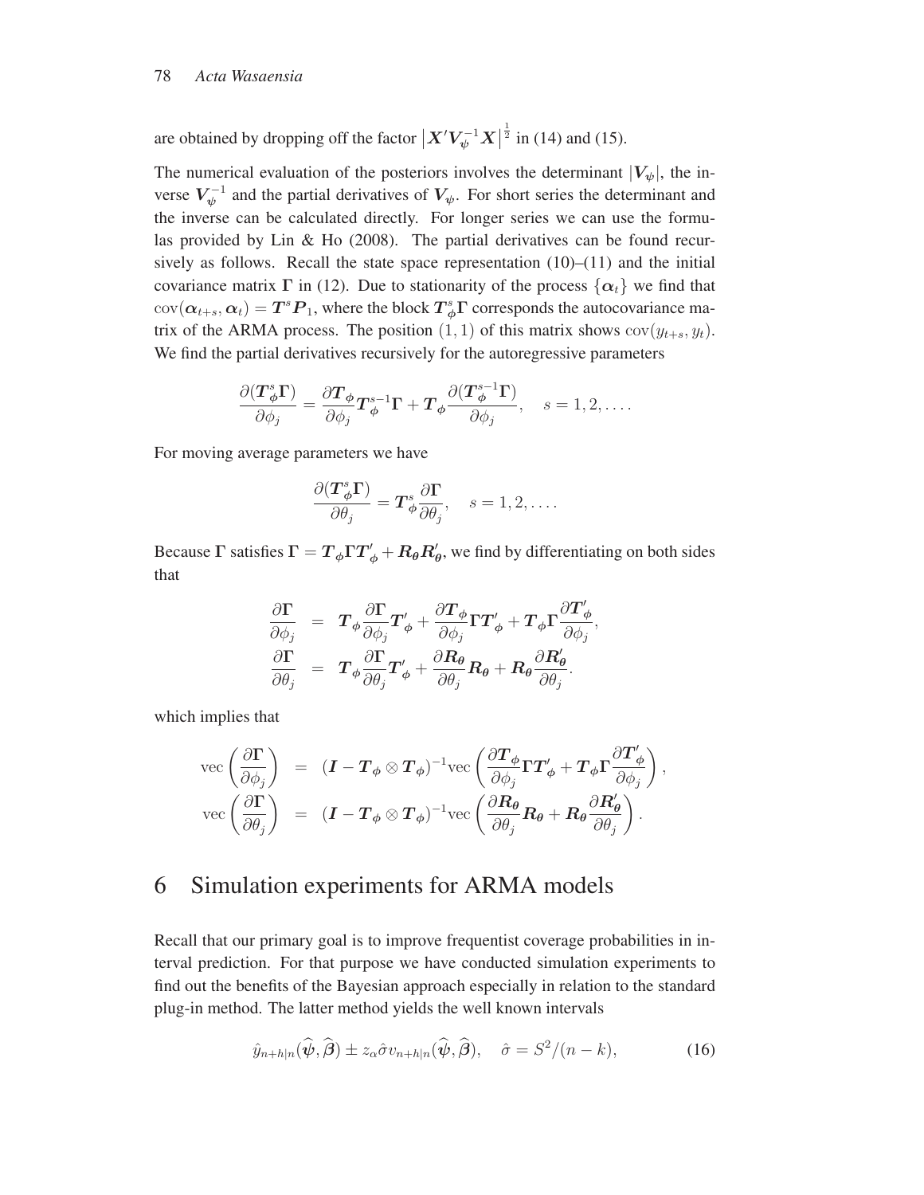are obtained by dropping off the factor $\left|\boldsymbol{X}'\boldsymbol{V}_\psi^{-1}\boldsymbol{X}\right|^{\frac{1}{2}}$ in (14) and (15).

The numerical evaluation of the posteriors involves the determinant $|\boldsymbol{V}_\psi|$, the inverse $\boldsymbol{V}_\psi^{-1}$ and the partial derivatives of $\boldsymbol{V}_\psi$. For short series the determinant and the inverse can be calculated directly. For longer series we can use the formulas provided by Lin & Ho (2008). The partial derivatives can be found recursively as follows. Recall the state space representation (10)–(11) and the initial covariance matrix $\boldsymbol{\Gamma}$ in (12). Due to stationarity of the process $\{\boldsymbol{\alpha}_t\}$ we find that $\mathrm{cov}(\boldsymbol{\alpha}_{t+s}, \boldsymbol{\alpha}_t) = \boldsymbol{T}^s\boldsymbol{P}_1$, where the block $\boldsymbol{T}_{\boldsymbol{\phi}}^s\boldsymbol{\Gamma}$ corresponds the autocovariance matrix of the ARMA process. The position $(1,1)$ of this matrix shows $\mathrm{cov}(y_{t+s}, y_t)$. We find the partial derivatives recursively for the autoregressive parameters

$$\frac{\partial(\boldsymbol{T}_{\boldsymbol{\phi}}^s\boldsymbol{\Gamma})}{\partial\phi_j} = \frac{\partial\boldsymbol{T}_{\boldsymbol{\phi}}}{\partial\phi_j}\boldsymbol{T}_{\boldsymbol{\phi}}^{s-1}\boldsymbol{\Gamma} + \boldsymbol{T}_{\boldsymbol{\phi}}\frac{\partial(\boldsymbol{T}_{\boldsymbol{\phi}}^{s-1}\boldsymbol{\Gamma})}{\partial\phi_j}, \quad s = 1, 2, \ldots.$$

For moving average parameters we have

$$\frac{\partial(\boldsymbol{T}_{\boldsymbol{\phi}}^s\boldsymbol{\Gamma})}{\partial\theta_j} = \boldsymbol{T}_{\boldsymbol{\phi}}^s\frac{\partial\boldsymbol{\Gamma}}{\partial\theta_j}, \quad s = 1, 2, \ldots.$$

Because $\boldsymbol{\Gamma}$ satisfies $\boldsymbol{\Gamma} = \boldsymbol{T}_{\boldsymbol{\phi}}\boldsymbol{\Gamma}\boldsymbol{T}_{\boldsymbol{\phi}}' + \boldsymbol{R}_{\boldsymbol{\theta}}\boldsymbol{R}_{\boldsymbol{\theta}}'$, we find by differentiating on both sides that

$$\begin{aligned}
\frac{\partial\boldsymbol{\Gamma}}{\partial\phi_j} &= \boldsymbol{T}_{\boldsymbol{\phi}}\frac{\partial\boldsymbol{\Gamma}}{\partial\phi_j}\boldsymbol{T}_{\boldsymbol{\phi}}' + \frac{\partial\boldsymbol{T}_{\boldsymbol{\phi}}}{\partial\phi_j}\boldsymbol{\Gamma}\boldsymbol{T}_{\boldsymbol{\phi}}' + \boldsymbol{T}_{\boldsymbol{\phi}}\boldsymbol{\Gamma}\frac{\partial\boldsymbol{T}_{\boldsymbol{\phi}}'}{\partial\phi_j}, \\
\frac{\partial\boldsymbol{\Gamma}}{\partial\theta_j} &= \boldsymbol{T}_{\boldsymbol{\phi}}\frac{\partial\boldsymbol{\Gamma}}{\partial\theta_j}\boldsymbol{T}_{\boldsymbol{\phi}}' + \frac{\partial\boldsymbol{R}_{\boldsymbol{\theta}}}{\partial\theta_j}\boldsymbol{R}_{\boldsymbol{\theta}} + \boldsymbol{R}_{\boldsymbol{\theta}}\frac{\partial\boldsymbol{R}_{\boldsymbol{\theta}}'}{\partial\theta_j}.
\end{aligned}$$

which implies that

$$\begin{aligned}
\mathrm{vec}\left(\frac{\partial\boldsymbol{\Gamma}}{\partial\phi_j}\right) &= (\boldsymbol{I} - \boldsymbol{T}_{\boldsymbol{\phi}}\otimes\boldsymbol{T}_{\boldsymbol{\phi}})^{-1}\mathrm{vec}\left(\frac{\partial\boldsymbol{T}_{\boldsymbol{\phi}}}{\partial\phi_j}\boldsymbol{\Gamma}\boldsymbol{T}_{\boldsymbol{\phi}}' + \boldsymbol{T}_{\boldsymbol{\phi}}\boldsymbol{\Gamma}\frac{\partial\boldsymbol{T}_{\boldsymbol{\phi}}'}{\partial\phi_j}\right), \\
\mathrm{vec}\left(\frac{\partial\boldsymbol{\Gamma}}{\partial\theta_j}\right) &= (\boldsymbol{I} - \boldsymbol{T}_{\boldsymbol{\phi}}\otimes\boldsymbol{T}_{\boldsymbol{\phi}})^{-1}\mathrm{vec}\left(\frac{\partial\boldsymbol{R}_{\boldsymbol{\theta}}}{\partial\theta_j}\boldsymbol{R}_{\boldsymbol{\theta}} + \boldsymbol{R}_{\boldsymbol{\theta}}\frac{\partial\boldsymbol{R}_{\boldsymbol{\theta}}'}{\partial\theta_j}\right).
\end{aligned}$$

# 6 Simulation experiments for ARMA models

Recall that our primary goal is to improve frequentist coverage probabilities in interval prediction. For that purpose we have conducted simulation experiments to find out the benefits of the Bayesian approach especially in relation to the standard plug-in method. The latter method yields the well known intervals

$$\hat{y}_{n+h|n}(\widehat{\boldsymbol{\psi}}, \widehat{\boldsymbol{\beta}}) \pm z_\alpha\hat{\sigma}v_{n+h|n}(\widehat{\boldsymbol{\psi}}, \widehat{\boldsymbol{\beta}}), \quad \hat{\sigma} = S^2/(n-k), \tag{16}$$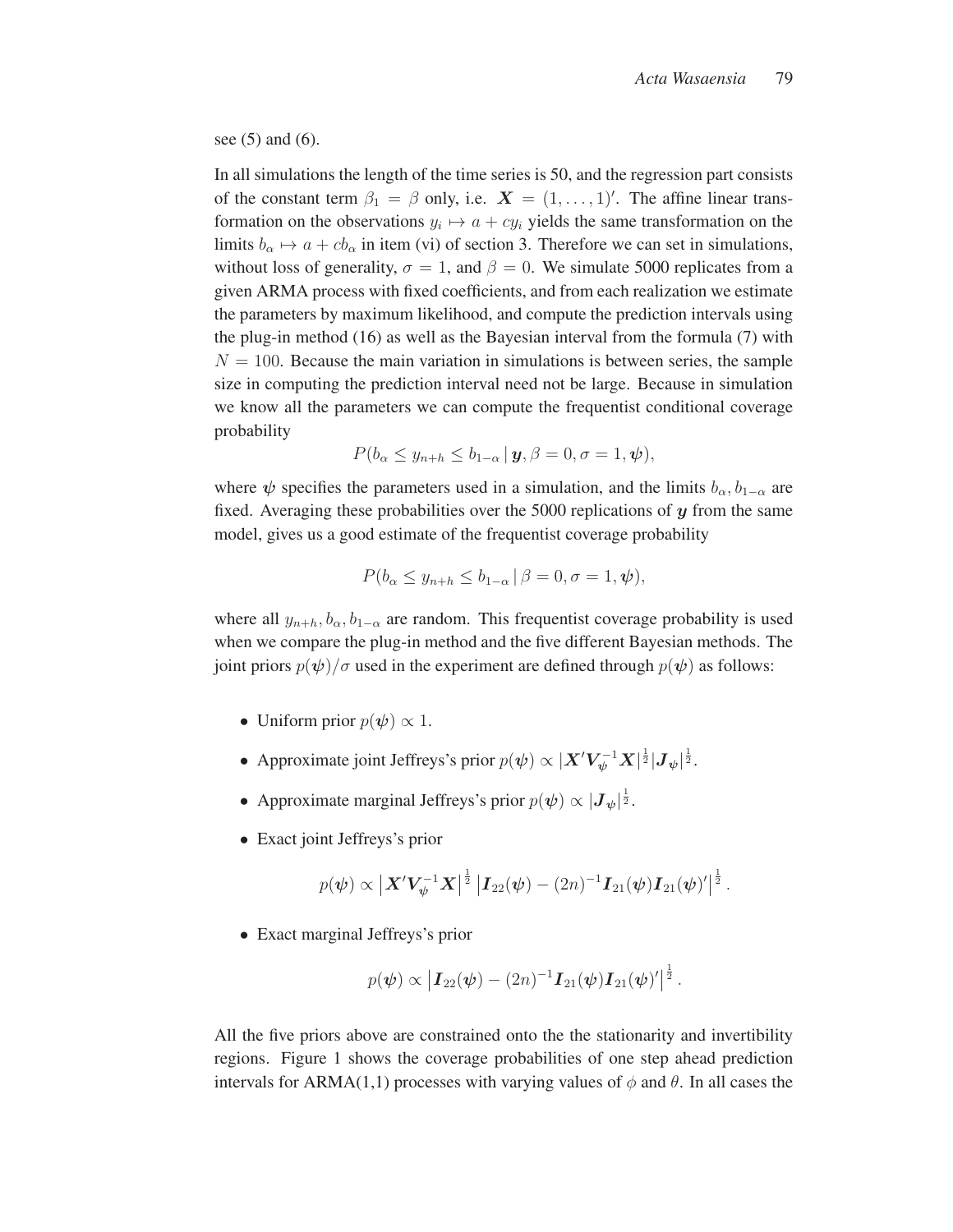see (5) and (6).

In all simulations the length of the time series is 50, and the regression part consists of the constant term $\beta_1 = \beta$ only, i.e. $\boldsymbol{X} = (1, \ldots, 1)'$. The affine linear transformation on the observations $y_i \mapsto a + cy_i$ yields the same transformation on the limits $b_\alpha \mapsto a + cb_\alpha$ in item (vi) of section 3. Therefore we can set in simulations, without loss of generality, $\sigma = 1$, and $\beta = 0$. We simulate 5000 replicates from a given ARMA process with fixed coefficients, and from each realization we estimate the parameters by maximum likelihood, and compute the prediction intervals using the plug-in method (16) as well as the Bayesian interval from the formula (7) with $N = 100$. Because the main variation in simulations is between series, the sample size in computing the prediction interval need not be large. Because in simulation we know all the parameters we can compute the frequentist conditional coverage probability

$$P(b_\alpha \leq y_{n+h} \leq b_{1-\alpha} \,|\, \boldsymbol{y}, \beta = 0, \sigma = 1, \boldsymbol{\psi}),$$

where $\boldsymbol{\psi}$ specifies the parameters used in a simulation, and the limits $b_\alpha, b_{1-\alpha}$ are fixed. Averaging these probabilities over the 5000 replications of $\boldsymbol{y}$ from the same model, gives us a good estimate of the frequentist coverage probability

$$P(b_\alpha \leq y_{n+h} \leq b_{1-\alpha} \,|\, \beta = 0, \sigma = 1, \boldsymbol{\psi}),$$

where all $y_{n+h}, b_\alpha, b_{1-\alpha}$ are random. This frequentist coverage probability is used when we compare the plug-in method and the five different Bayesian methods. The joint priors $p(\boldsymbol{\psi})/\sigma$ used in the experiment are defined through $p(\boldsymbol{\psi})$ as follows:

- Uniform prior $p(\boldsymbol{\psi}) \propto 1$.
- Approximate joint Jeffreys's prior $p(\boldsymbol{\psi}) \propto |\boldsymbol{X}'\boldsymbol{V}_{\boldsymbol{\psi}}^{-1}\boldsymbol{X}|^{\frac{1}{2}}|\boldsymbol{J}_{\boldsymbol{\psi}}|^{\frac{1}{2}}$.
- Approximate marginal Jeffreys's prior $p(\boldsymbol{\psi}) \propto |\boldsymbol{J}_{\boldsymbol{\psi}}|^{\frac{1}{2}}$.
- Exact joint Jeffreys's prior

$$p(\boldsymbol{\psi}) \propto \left|\boldsymbol{X}'\boldsymbol{V}_{\boldsymbol{\psi}}^{-1}\boldsymbol{X}\right|^{\frac{1}{2}} \left|\boldsymbol{I}_{22}(\boldsymbol{\psi}) - (2n)^{-1}\boldsymbol{I}_{21}(\boldsymbol{\psi})\boldsymbol{I}_{21}(\boldsymbol{\psi})'\right|^{\frac{1}{2}}.$$

- Exact marginal Jeffreys's prior

$$p(\boldsymbol{\psi}) \propto \left|\boldsymbol{I}_{22}(\boldsymbol{\psi}) - (2n)^{-1}\boldsymbol{I}_{21}(\boldsymbol{\psi})\boldsymbol{I}_{21}(\boldsymbol{\psi})'\right|^{\frac{1}{2}}.$$

All the five priors above are constrained onto the the stationarity and invertibility regions. Figure 1 shows the coverage probabilities of one step ahead prediction intervals for ARMA(1,1) processes with varying values of $\phi$ and $\theta$. In all cases the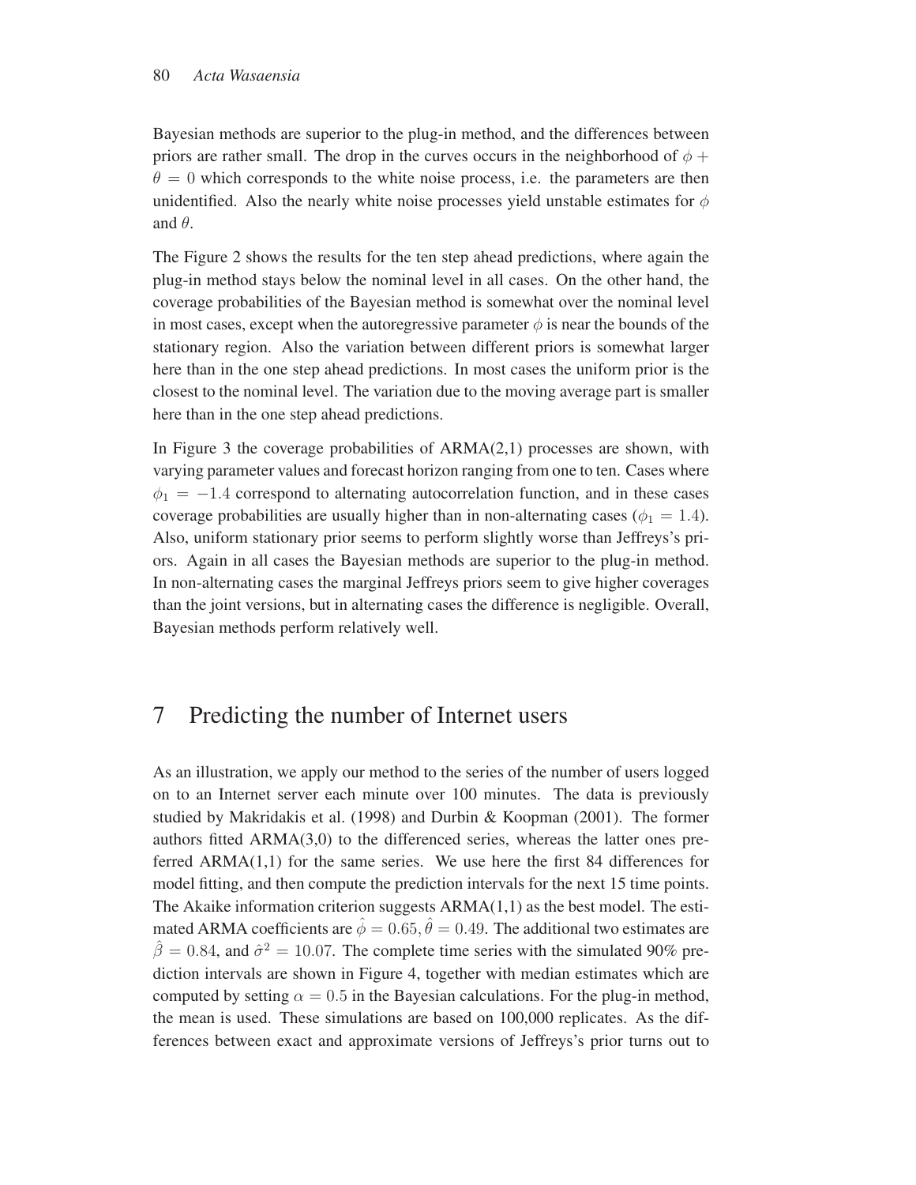Bayesian methods are superior to the plug-in method, and the differences between priors are rather small. The drop in the curves occurs in the neighborhood of $\phi + \theta = 0$ which corresponds to the white noise process, i.e. the parameters are then unidentified. Also the nearly white noise processes yield unstable estimates for $\phi$ and $\theta$.

The Figure 2 shows the results for the ten step ahead predictions, where again the plug-in method stays below the nominal level in all cases. On the other hand, the coverage probabilities of the Bayesian method is somewhat over the nominal level in most cases, except when the autoregressive parameter $\phi$ is near the bounds of the stationary region. Also the variation between different priors is somewhat larger here than in the one step ahead predictions. In most cases the uniform prior is the closest to the nominal level. The variation due to the moving average part is smaller here than in the one step ahead predictions.

In Figure 3 the coverage probabilities of ARMA(2,1) processes are shown, with varying parameter values and forecast horizon ranging from one to ten. Cases where $\phi_1 = -1.4$ correspond to alternating autocorrelation function, and in these cases coverage probabilities are usually higher than in non-alternating cases ($\phi_1 = 1.4$). Also, uniform stationary prior seems to perform slightly worse than Jeffreys's priors. Again in all cases the Bayesian methods are superior to the plug-in method. In non-alternating cases the marginal Jeffreys priors seem to give higher coverages than the joint versions, but in alternating cases the difference is negligible. Overall, Bayesian methods perform relatively well.

## 7 Predicting the number of Internet users

As an illustration, we apply our method to the series of the number of users logged on to an Internet server each minute over 100 minutes. The data is previously studied by Makridakis et al. (1998) and Durbin & Koopman (2001). The former authors fitted ARMA(3,0) to the differenced series, whereas the latter ones preferred ARMA(1,1) for the same series. We use here the first 84 differences for model fitting, and then compute the prediction intervals for the next 15 time points. The Akaike information criterion suggests ARMA(1,1) as the best model. The estimated ARMA coefficients are $\hat{\phi} = 0.65, \hat{\theta} = 0.49$. The additional two estimates are $\hat{\beta} = 0.84$, and $\hat{\sigma}^2 = 10.07$. The complete time series with the simulated 90% prediction intervals are shown in Figure 4, together with median estimates which are computed by setting $\alpha = 0.5$ in the Bayesian calculations. For the plug-in method, the mean is used. These simulations are based on 100,000 replicates. As the differences between exact and approximate versions of Jeffreys's prior turns out to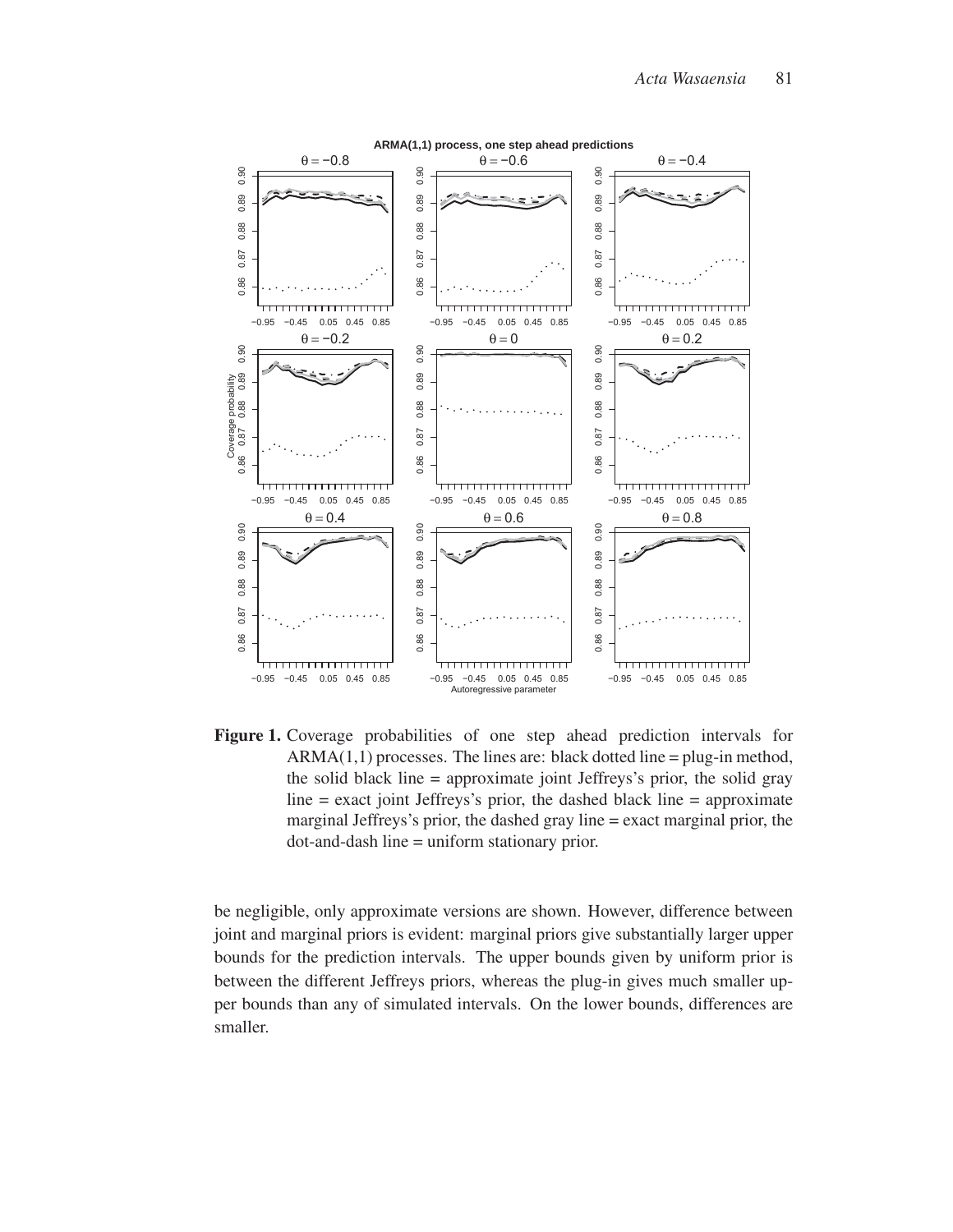**Figure 1.** Coverage probabilities of one step ahead prediction intervals for ARMA(1,1) processes. The lines are: black dotted line = plug-in method, the solid black line = approximate joint Jeffreys's prior, the solid gray line = exact joint Jeffreys's prior, the dashed black line = approximate marginal Jeffreys's prior, the dashed gray line = exact marginal prior, the dot-and-dash line = uniform stationary prior.

be negligible, only approximate versions are shown. However, difference between joint and marginal priors is evident: marginal priors give substantially larger upper bounds for the prediction intervals. The upper bounds given by uniform prior is between the different Jeffreys priors, whereas the plug-in gives much smaller upper bounds than any of simulated intervals. On the lower bounds, differences are smaller.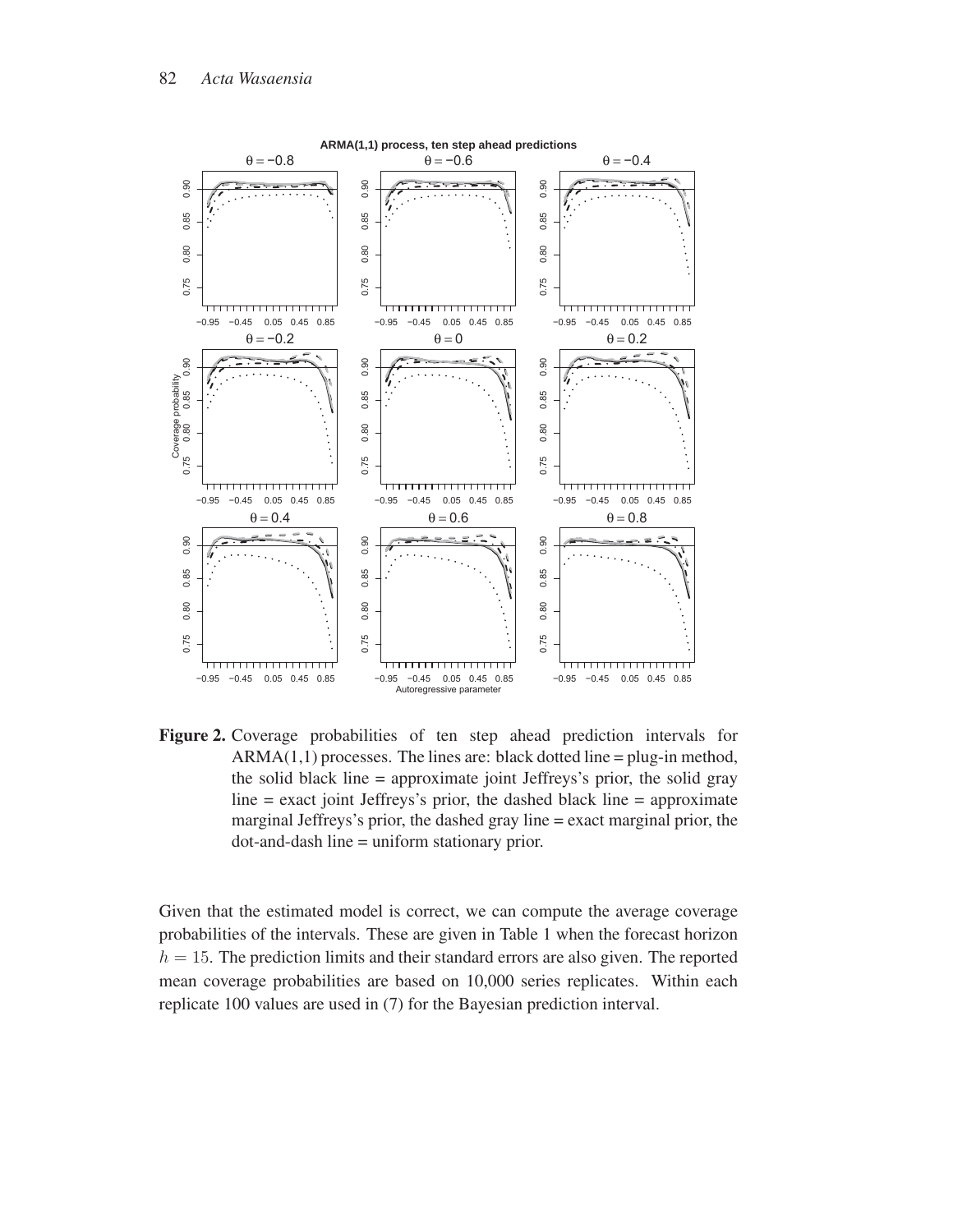**Figure 2.** Coverage probabilities of ten step ahead prediction intervals for ARMA(1,1) processes. The lines are: black dotted line = plug-in method, the solid black line = approximate joint Jeffreys's prior, the solid gray line = exact joint Jeffreys's prior, the dashed black line = approximate marginal Jeffreys's prior, the dashed gray line = exact marginal prior, the dot-and-dash line = uniform stationary prior.

Given that the estimated model is correct, we can compute the average coverage probabilities of the intervals. These are given in Table 1 when the forecast horizon $h = 15$. The prediction limits and their standard errors are also given. The reported mean coverage probabilities are based on 10,000 series replicates. Within each replicate 100 values are used in (7) for the Bayesian prediction interval.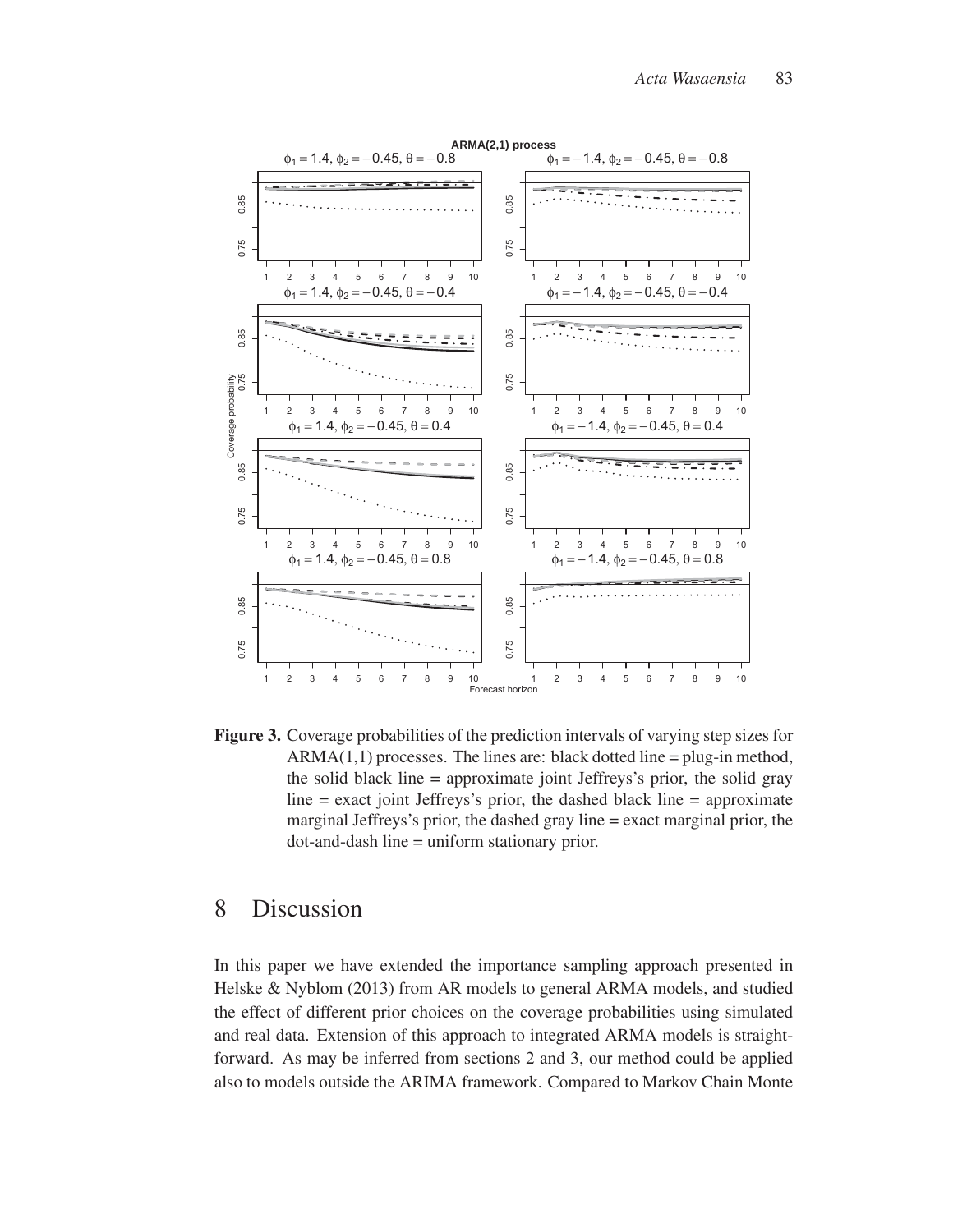**Figure 3.** Coverage probabilities of the prediction intervals of varying step sizes for ARMA(1,1) processes. The lines are: black dotted line = plug-in method, the solid black line = approximate joint Jeffreys's prior, the solid gray line = exact joint Jeffreys's prior, the dashed black line = approximate marginal Jeffreys's prior, the dashed gray line = exact marginal prior, the dot-and-dash line = uniform stationary prior.

# 8 Discussion

In this paper we have extended the importance sampling approach presented in Helske & Nyblom (2013) from AR models to general ARMA models, and studied the effect of different prior choices on the coverage probabilities using simulated and real data. Extension of this approach to integrated ARMA models is straightforward. As may be inferred from sections 2 and 3, our method could be applied also to models outside the ARIMA framework. Compared to Markov Chain Monte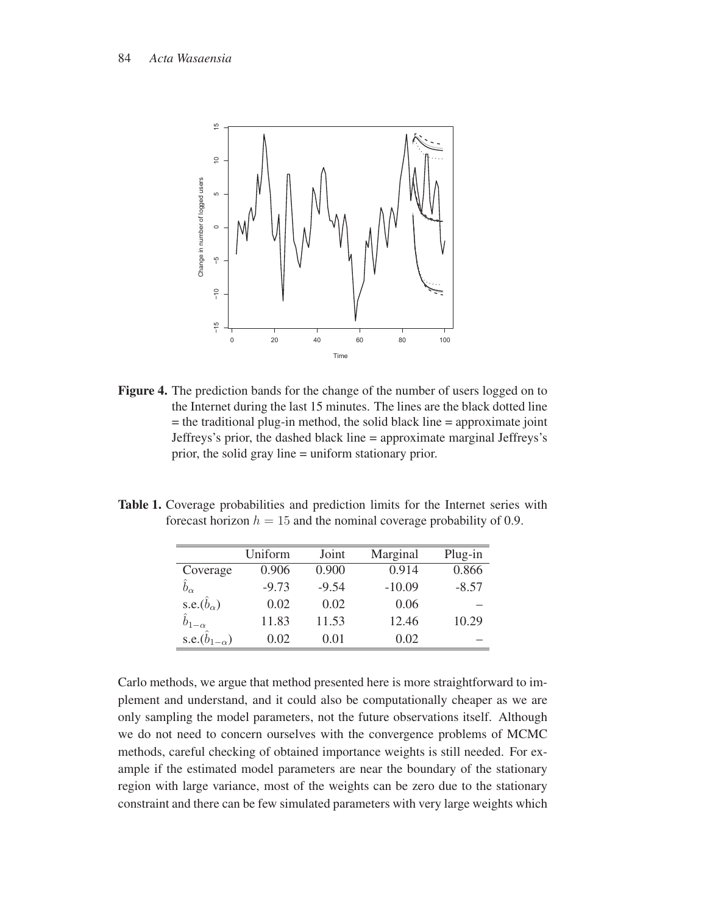**Figure 4.** The prediction bands for the change of the number of users logged on to the Internet during the last 15 minutes. The lines are the black dotted line = the traditional plug-in method, the solid black line = approximate joint Jeffreys's prior, the dashed black line = approximate marginal Jeffreys's prior, the solid gray line = uniform stationary prior.

**Table 1.** Coverage probabilities and prediction limits for the Internet series with forecast horizon $h = 15$ and the nominal coverage probability of 0.9.

| | Uniform | Joint | Marginal | Plug-in |
|---|---|---|---|---|
| Coverage | 0.906 | 0.900 | 0.914 | 0.866 |
| $\hat{b}_\alpha$ | -9.73 | -9.54 | -10.09 | -8.57 |
| s.e.$(\hat{b}_\alpha)$ | 0.02 | 0.02 | 0.06 | – |
| $\hat{b}_{1-\alpha}$ | 11.83 | 11.53 | 12.46 | 10.29 |
| s.e.$(\hat{b}_{1-\alpha})$ | 0.02 | 0.01 | 0.02 | – |

Carlo methods, we argue that method presented here is more straightforward to implement and understand, and it could also be computationally cheaper as we are only sampling the model parameters, not the future observations itself. Although we do not need to concern ourselves with the convergence problems of MCMC methods, careful checking of obtained importance weights is still needed. For example if the estimated model parameters are near the boundary of the stationary region with large variance, most of the weights can be zero due to the stationary constraint and there can be few simulated parameters with very large weights which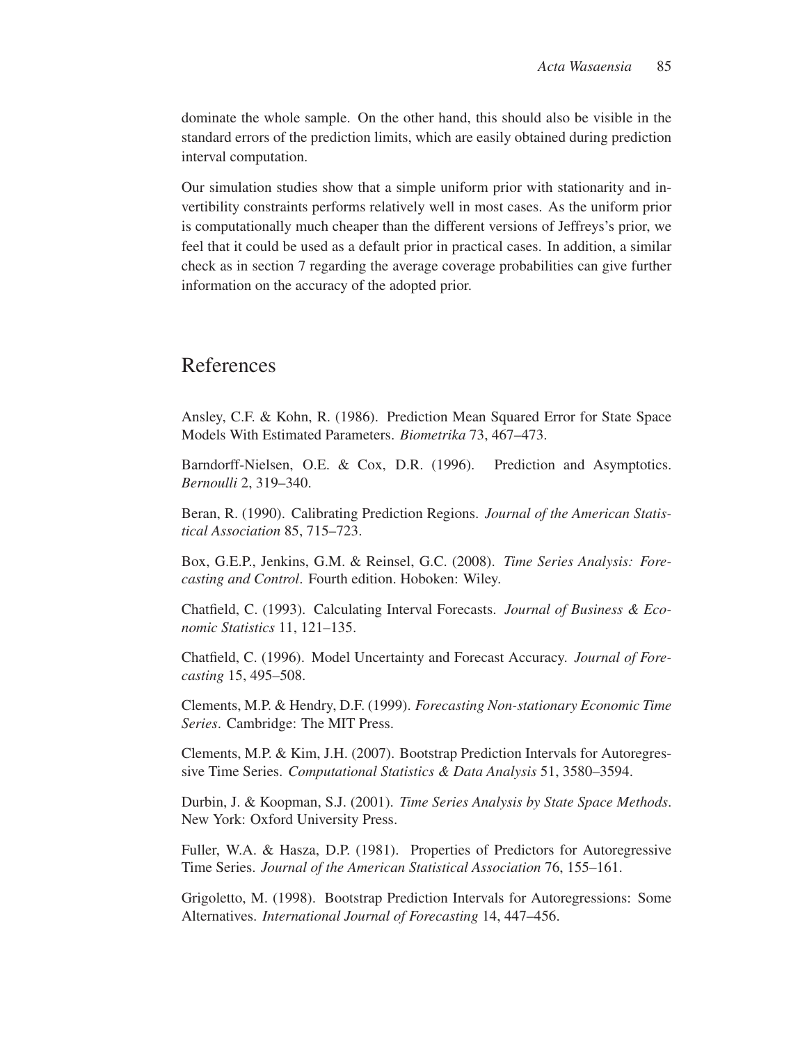dominate the whole sample. On the other hand, this should also be visible in the standard errors of the prediction limits, which are easily obtained during prediction interval computation.

Our simulation studies show that a simple uniform prior with stationarity and invertibility constraints performs relatively well in most cases. As the uniform prior is computationally much cheaper than the different versions of Jeffreys's prior, we feel that it could be used as a default prior in practical cases. In addition, a similar check as in section 7 regarding the average coverage probabilities can give further information on the accuracy of the adopted prior.

# References

Ansley, C.F. & Kohn, R. (1986). Prediction Mean Squared Error for State Space Models With Estimated Parameters. *Biometrika* 73, 467–473.

Barndorff-Nielsen, O.E. & Cox, D.R. (1996). Prediction and Asymptotics. *Bernoulli* 2, 319–340.

Beran, R. (1990). Calibrating Prediction Regions. *Journal of the American Statistical Association* 85, 715–723.

Box, G.E.P., Jenkins, G.M. & Reinsel, G.C. (2008). *Time Series Analysis: Forecasting and Control*. Fourth edition. Hoboken: Wiley.

Chatfield, C. (1993). Calculating Interval Forecasts. *Journal of Business & Economic Statistics* 11, 121–135.

Chatfield, C. (1996). Model Uncertainty and Forecast Accuracy. *Journal of Forecasting* 15, 495–508.

Clements, M.P. & Hendry, D.F. (1999). *Forecasting Non-stationary Economic Time Series*. Cambridge: The MIT Press.

Clements, M.P. & Kim, J.H. (2007). Bootstrap Prediction Intervals for Autoregressive Time Series. *Computational Statistics & Data Analysis* 51, 3580–3594.

Durbin, J. & Koopman, S.J. (2001). *Time Series Analysis by State Space Methods*. New York: Oxford University Press.

Fuller, W.A. & Hasza, D.P. (1981). Properties of Predictors for Autoregressive Time Series. *Journal of the American Statistical Association* 76, 155–161.

Grigoletto, M. (1998). Bootstrap Prediction Intervals for Autoregressions: Some Alternatives. *International Journal of Forecasting* 14, 447–456.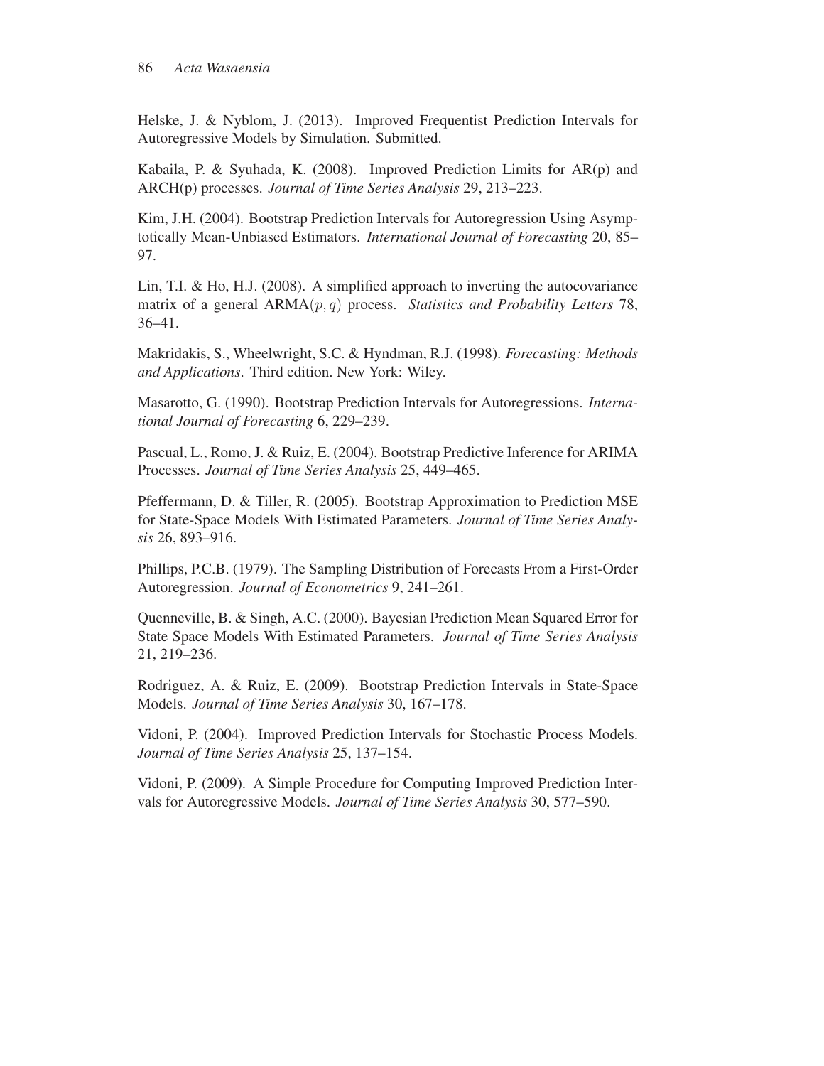Helske, J. & Nyblom, J. (2013). Improved Frequentist Prediction Intervals for Autoregressive Models by Simulation. Submitted.

Kabaila, P. & Syuhada, K. (2008). Improved Prediction Limits for AR(p) and ARCH(p) processes. *Journal of Time Series Analysis* 29, 213–223.

Kim, J.H. (2004). Bootstrap Prediction Intervals for Autoregression Using Asymptotically Mean-Unbiased Estimators. *International Journal of Forecasting* 20, 85–97.

Lin, T.I. & Ho, H.J. (2008). A simplified approach to inverting the autocovariance matrix of a general ARMA$(p, q)$ process. *Statistics and Probability Letters* 78, 36–41.

Makridakis, S., Wheelwright, S.C. & Hyndman, R.J. (1998). *Forecasting: Methods and Applications*. Third edition. New York: Wiley.

Masarotto, G. (1990). Bootstrap Prediction Intervals for Autoregressions. *International Journal of Forecasting* 6, 229–239.

Pascual, L., Romo, J. & Ruiz, E. (2004). Bootstrap Predictive Inference for ARIMA Processes. *Journal of Time Series Analysis* 25, 449–465.

Pfeffermann, D. & Tiller, R. (2005). Bootstrap Approximation to Prediction MSE for State-Space Models With Estimated Parameters. *Journal of Time Series Analysis* 26, 893–916.

Phillips, P.C.B. (1979). The Sampling Distribution of Forecasts From a First-Order Autoregression. *Journal of Econometrics* 9, 241–261.

Quenneville, B. & Singh, A.C. (2000). Bayesian Prediction Mean Squared Error for State Space Models With Estimated Parameters. *Journal of Time Series Analysis* 21, 219–236.

Rodriguez, A. & Ruiz, E. (2009). Bootstrap Prediction Intervals in State-Space Models. *Journal of Time Series Analysis* 30, 167–178.

Vidoni, P. (2004). Improved Prediction Intervals for Stochastic Process Models. *Journal of Time Series Analysis* 25, 137–154.

Vidoni, P. (2009). A Simple Procedure for Computing Improved Prediction Intervals for Autoregressive Models. *Journal of Time Series Analysis* 30, 577–590.